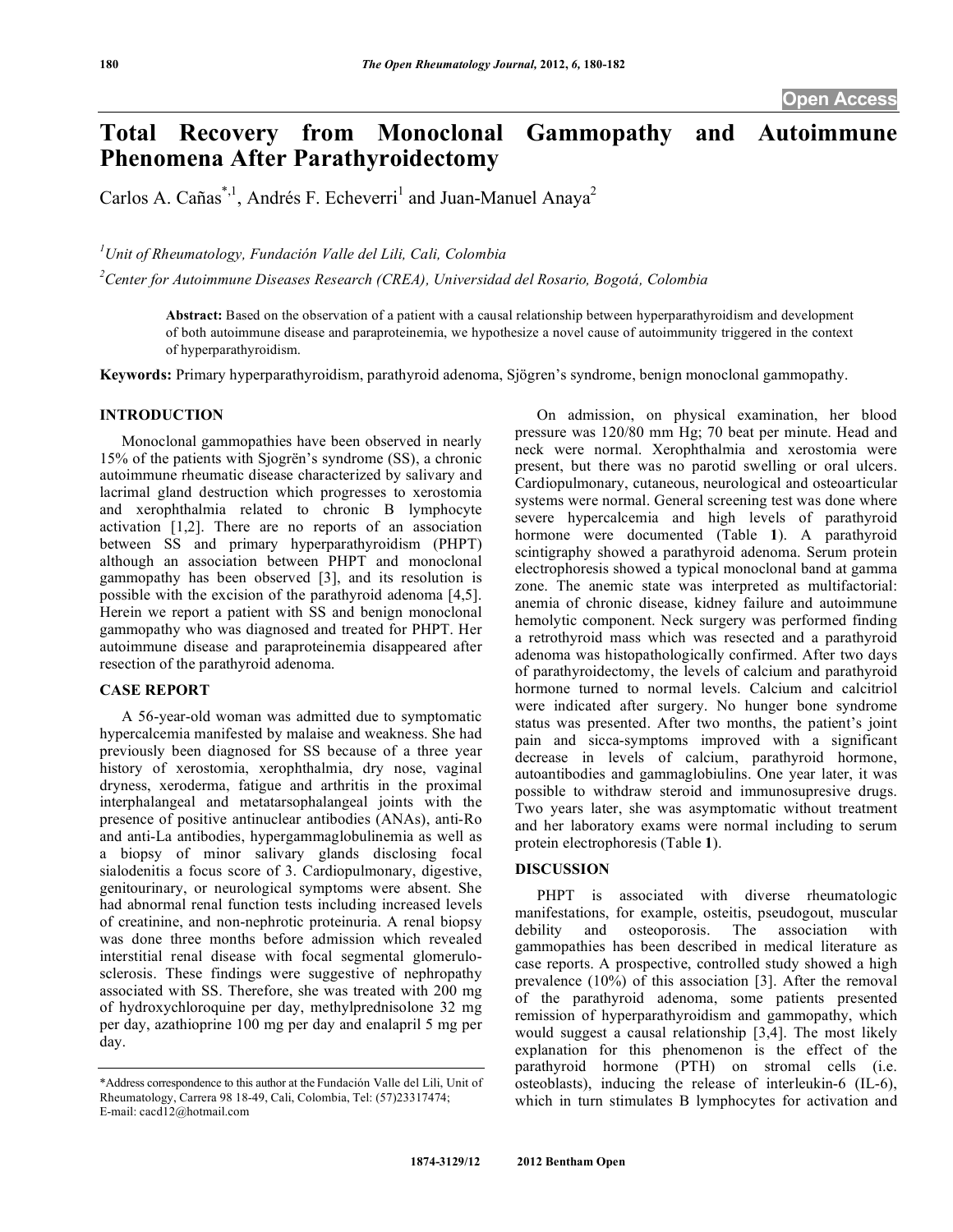# Total Recovery from Monoclonal Gammopathy and Autoimmune Phenomena After Parathyroidectomy

Carlos A. Cañas[*,1], Andrés F. Echeverri[1] and Juan-Manuel Anaya[2]

[1]*Unit of Rheumatology, Fundación Valle del Lili, Cali, Colombia*

[2]*Center for Autoimmune Diseases Research (CREA), Universidad del Rosario, Bogotá, Colombia*

**Abstract:** Based on the observation of a patient with a causal relationship between hyperparathyroidism and development of both autoimmune disease and paraproteinemia, we hypothesize a novel cause of autoimmunity triggered in the context of hyperparathyroidism.

**Keywords:** Primary hyperparathyroidism, parathyroid adenoma, Sjögren's syndrome, benign monoclonal gammopathy.

## INTRODUCTION

Monoclonal gammopathies have been observed in nearly 15% of the patients with Sjogrën's syndrome (SS), a chronic autoimmune rheumatic disease characterized by salivary and lacrimal gland destruction which progresses to xerostomia and xerophthalmia related to chronic B lymphocyte activation [1,2]. There are no reports of an association between SS and primary hyperparathyroidism (PHPT) although an association between PHPT and monoclonal gammopathy has been observed [3], and its resolution is possible with the excision of the parathyroid adenoma [4,5]. Herein we report a patient with SS and benign monoclonal gammopathy who was diagnosed and treated for PHPT. Her autoimmune disease and paraproteinemia disappeared after resection of the parathyroid adenoma.

## CASE REPORT

A 56-year-old woman was admitted due to symptomatic hypercalcemia manifested by malaise and weakness. She had previously been diagnosed for SS because of a three year history of xerostomia, xerophthalmia, dry nose, vaginal dryness, xeroderma, fatigue and arthritis in the proximal interphalangeal and metatarsophalangeal joints with the presence of positive antinuclear antibodies (ANAs), anti-Ro and anti-La antibodies, hypergammaglobulinemia as well as a biopsy of minor salivary glands disclosing focal sialodenitis a focus score of 3. Cardiopulmonary, digestive, genitourinary, or neurological symptoms were absent. She had abnormal renal function tests including increased levels of creatinine, and non-nephrotic proteinuria. A renal biopsy was done three months before admission which revealed interstitial renal disease with focal segmental glomerulosclerosis. These findings were suggestive of nephropathy associated with SS. Therefore, she was treated with 200 mg of hydroxychloroquine per day, methylprednisolone 32 mg per day, azathioprine 100 mg per day and enalapril 5 mg per day.

On admission, on physical examination, her blood pressure was 120/80 mm Hg; 70 beat per minute. Head and neck were normal. Xerophthalmia and xerostomia were present, but there was no parotid swelling or oral ulcers. Cardiopulmonary, cutaneous, neurological and osteoarticular systems were normal. General screening test was done where severe hypercalcemia and high levels of parathyroid hormone were documented (Table **1**). A parathyroid scintigraphy showed a parathyroid adenoma. Serum protein electrophoresis showed a typical monoclonal band at gamma zone. The anemic state was interpreted as multifactorial: anemia of chronic disease, kidney failure and autoimmune hemolytic component. Neck surgery was performed finding a retrothyroid mass which was resected and a parathyroid adenoma was histopathologically confirmed. After two days of parathyroidectomy, the levels of calcium and parathyroid hormone turned to normal levels. Calcium and calcitriol were indicated after surgery. No hunger bone syndrome status was presented. After two months, the patient's joint pain and sicca-symptoms improved with a significant decrease in levels of calcium, parathyroid hormone, autoantibodies and gammaglobiulins. One year later, it was possible to withdraw steroid and immunosupresive drugs. Two years later, she was asymptomatic without treatment and her laboratory exams were normal including to serum protein electrophoresis (Table **1**).

## DISCUSSION

PHPT is associated with diverse rheumatologic manifestations, for example, osteitis, pseudogout, muscular debility and osteoporosis. The association with gammopathies has been described in medical literature as case reports. A prospective, controlled study showed a high prevalence (10%) of this association [3]. After the removal of the parathyroid adenoma, some patients presented remission of hyperparathyroidism and gammopathy, which would suggest a causal relationship [3,4]. The most likely explanation for this phenomenon is the effect of the parathyroid hormone (PTH) on stromal cells (i.e. osteoblasts), inducing the release of interleukin-6 (IL-6), which in turn stimulates B lymphocytes for activation and

*Address correspondence to this author at the Fundación Valle del Lili, Unit of Rheumatology, Carrera 98 18-49, Cali, Colombia, Tel: (57)23317474; E-mail: cacd12@hotmail.com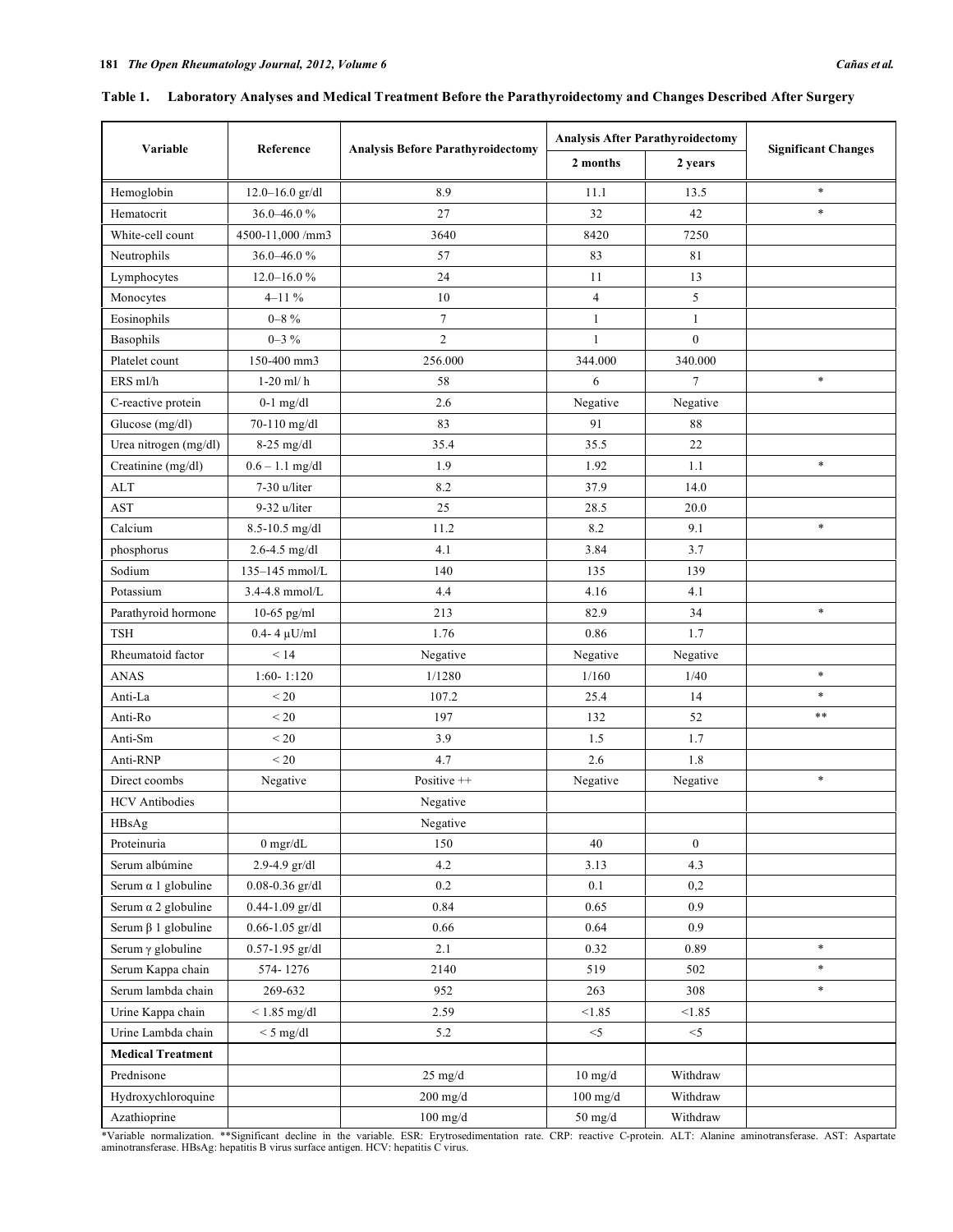**Table 1. Laboratory Analyses and Medical Treatment Before the Parathyroidectomy and Changes Described After Surgery**

| Variable | Reference | Analysis Before Parathyroidectomy | Analysis After Parathyroidectomy | | Significant Changes |
|---|---|---|---|---|---|
| | | | 2 months | 2 years | |
| Hemoglobin | 12.0–16.0 gr/dl | 8.9 | 11.1 | 13.5 | * |
| Hematocrit | 36.0–46.0 % | 27 | 32 | 42 | * |
| White-cell count | 4500-11,000 /mm3 | 3640 | 8420 | 7250 | |
| Neutrophils | 36.0–46.0 % | 57 | 83 | 81 | |
| Lymphocytes | 12.0–16.0 % | 24 | 11 | 13 | |
| Monocytes | 4–11 % | 10 | 4 | 5 | |
| Eosinophils | 0–8 % | 7 | 1 | 1 | |
| Basophils | 0–3 % | 2 | 1 | 0 | |
| Platelet count | 150-400 mm3 | 256.000 | 344.000 | 340.000 | |
| ERS ml/h | 1-20 ml/ h | 58 | 6 | 7 | * |
| C-reactive protein | 0-1 mg/dl | 2.6 | Negative | Negative | |
| Glucose (mg/dl) | 70-110 mg/dl | 83 | 91 | 88 | |
| Urea nitrogen (mg/dl) | 8-25 mg/dl | 35.4 | 35.5 | 22 | |
| Creatinine (mg/dl) | 0.6 – 1.1 mg/dl | 1.9 | 1.92 | 1.1 | * |
| ALT | 7-30 u/liter | 8.2 | 37.9 | 14.0 | |
| AST | 9-32 u/liter | 25 | 28.5 | 20.0 | |
| Calcium | 8.5-10.5 mg/dl | 11.2 | 8.2 | 9.1 | * |
| phosphorus | 2.6-4.5 mg/dl | 4.1 | 3.84 | 3.7 | |
| Sodium | 135–145 mmol/L | 140 | 135 | 139 | |
| Potassium | 3.4-4.8 mmol/L | 4.4 | 4.16 | 4.1 | |
| Parathyroid hormone | 10-65 pg/ml | 213 | 82.9 | 34 | * |
| TSH | 0.4- 4 μU/ml | 1.76 | 0.86 | 1.7 | |
| Rheumatoid factor | < 14 | Negative | Negative | Negative | |
| ANAS | 1:60- 1:120 | 1/1280 | 1/160 | 1/40 | * |
| Anti-La | < 20 | 107.2 | 25.4 | 14 | * |
| Anti-Ro | < 20 | 197 | 132 | 52 | ** |
| Anti-Sm | < 20 | 3.9 | 1.5 | 1.7 | |
| Anti-RNP | < 20 | 4.7 | 2.6 | 1.8 | |
| Direct coombs | Negative | Positive ++ | Negative | Negative | * |
| HCV Antibodies | | Negative | | | |
| HBsAg | | Negative | | | |
| Proteinuria | 0 mgr/dL | 150 | 40 | 0 | |
| Serum albúmine | 2.9-4.9 gr/dl | 4.2 | 3.13 | 4.3 | |
| Serum α 1 globuline | 0.08-0.36 gr/dl | 0.2 | 0.1 | 0,2 | |
| Serum α 2 globuline | 0.44-1.09 gr/dl | 0.84 | 0.65 | 0.9 | |
| Serum β 1 globuline | 0.66-1.05 gr/dl | 0.66 | 0.64 | 0.9 | |
| Serum γ globuline | 0.57-1.95 gr/dl | 2.1 | 0.32 | 0.89 | * |
| Serum Kappa chain | 574- 1276 | 2140 | 519 | 502 | * |
| Serum lambda chain | 269-632 | 952 | 263 | 308 | * |
| Urine Kappa chain | < 1.85 mg/dl | 2.59 | <1.85 | <1.85 | |
| Urine Lambda chain | < 5 mg/dl | 5.2 | <5 | <5 | |
| **Medical Treatment** | | | | | |
| Prednisone | | 25 mg/d | 10 mg/d | Withdraw | |
| Hydroxychloroquine | | 200 mg/d | 100 mg/d | Withdraw | |
| Azathioprine | | 100 mg/d | 50 mg/d | Withdraw | |

*Variable normalization. **Significant decline in the variable. ESR: Erytrosedimentation rate. CRP: reactive C-protein. ALT: Alanine aminotransferase. AST: Aspartate aminotransferase. HBsAg: hepatitis B virus surface antigen. HCV: hepatitis C virus.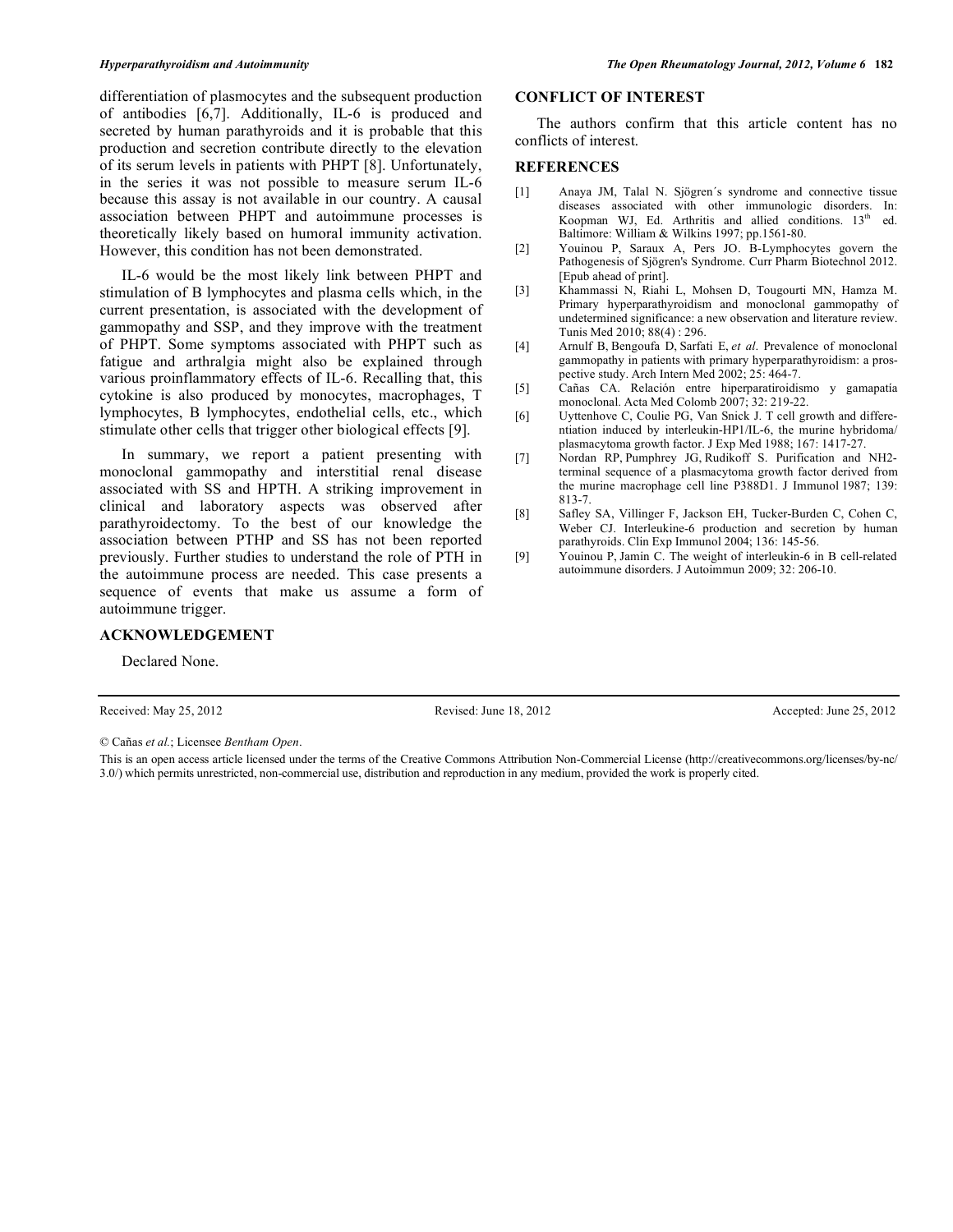differentiation of plasmocytes and the subsequent production of antibodies [6,7]. Additionally, IL-6 is produced and secreted by human parathyroids and it is probable that this production and secretion contribute directly to the elevation of its serum levels in patients with PHPT [8]. Unfortunately, in the series it was not possible to measure serum IL-6 because this assay is not available in our country. A causal association between PHPT and autoimmune processes is theoretically likely based on humoral immunity activation. However, this condition has not been demonstrated.

IL-6 would be the most likely link between PHPT and stimulation of B lymphocytes and plasma cells which, in the current presentation, is associated with the development of gammopathy and SSP, and they improve with the treatment of PHPT. Some symptoms associated with PHPT such as fatigue and arthralgia might also be explained through various proinflammatory effects of IL-6. Recalling that, this cytokine is also produced by monocytes, macrophages, T lymphocytes, B lymphocytes, endothelial cells, etc., which stimulate other cells that trigger other biological effects [9].

In summary, we report a patient presenting with monoclonal gammopathy and interstitial renal disease associated with SS and HPTH. A striking improvement in clinical and laboratory aspects was observed after parathyroidectomy. To the best of our knowledge the association between PTHP and SS has not been reported previously. Further studies to understand the role of PTH in the autoimmune process are needed. This case presents a sequence of events that make us assume a form of autoimmune trigger.

## ACKNOWLEDGEMENT

Declared None.

## CONFLICT OF INTEREST

The authors confirm that this article content has no conflicts of interest.

## REFERENCES

[1] Anaya JM, Talal N. Sjögren´s syndrome and connective tissue diseases associated with other immunologic disorders. In: Koopman WJ, Ed. Arthritis and allied conditions. 13th ed. Baltimore: William & Wilkins 1997; pp.1561-80.

[2] Youinou P, Saraux A, Pers JO. B-Lymphocytes govern the Pathogenesis of Sjögren's Syndrome. Curr Pharm Biotechnol 2012. [Epub ahead of print].

[3] Khammassi N, Riahi L, Mohsen D, Tougourti MN, Hamza M. Primary hyperparathyroidism and monoclonal gammopathy of undetermined significance: a new observation and literature review. Tunis Med 2010; 88(4) : 296.

[4] Arnulf B, Bengoufa D, Sarfati E, *et al*. Prevalence of monoclonal gammopathy in patients with primary hyperparathyroidism: a prospective study. Arch Intern Med 2002; 25: 464-7.

[5] Cañas CA. Relación entre hiperparatiroidismo y gamapatía monoclonal. Acta Med Colomb 2007; 32: 219-22.

[6] Uyttenhove C, Coulie PG, Van Snick J. T cell growth and differentiation induced by interleukin-HP1/IL-6, the murine hybridoma/ plasmacytoma growth factor. J Exp Med 1988; 167: 1417-27.

[7] Nordan RP, Pumphrey JG, Rudikoff S. Purification and NH2-terminal sequence of a plasmacytoma growth factor derived from the murine macrophage cell line P388D1. J Immunol 1987; 139: 813-7.

[8] Safley SA, Villinger F, Jackson EH, Tucker-Burden C, Cohen C, Weber CJ. Interleukine-6 production and secretion by human parathyroids. Clin Exp Immunol 2004; 136: 145-56.

[9] Youinou P, Jamin C. The weight of interleukin-6 in B cell-related autoimmune disorders. J Autoimmun 2009; 32: 206-10.

Received: May 25, 2012 Revised: June 18, 2012 Accepted: June 25, 2012

© Cañas *et al.*; Licensee *Bentham Open*.

This is an open access article licensed under the terms of the Creative Commons Attribution Non-Commercial License (http://creativecommons.org/licenses/by-nc/3.0/) which permits unrestricted, non-commercial use, distribution and reproduction in any medium, provided the work is properly cited.